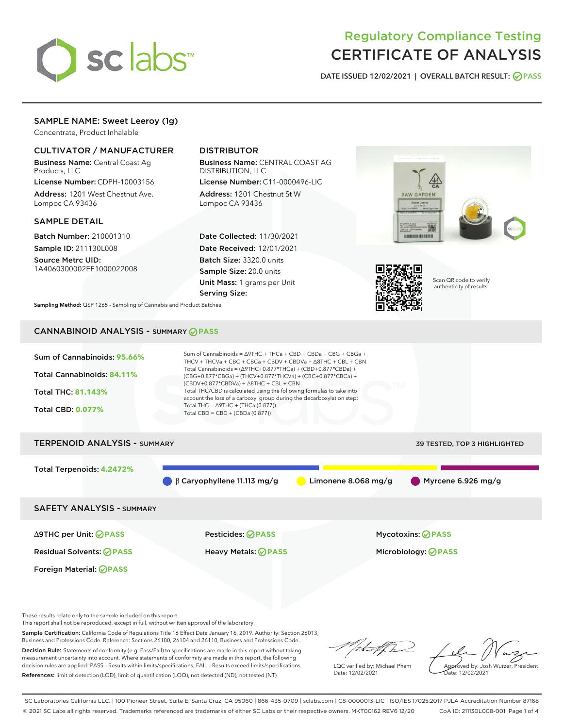# Regulatory Compliance Testing
# CERTIFICATE OF ANALYSIS

DATE ISSUED 12/02/2021 | OVERALL BATCH RESULT: PASS

## SAMPLE NAME: Sweet Leeroy (1g)

Concentrate, Product Inhalable

### CULTIVATOR / MANUFACTURER

**Business Name:** Central Coast Ag Products, LLC

**License Number:** CDPH-10003156

**Address:** 1201 West Chestnut Ave. Lompoc CA 93436

### DISTRIBUTOR

**Business Name:** CENTRAL COAST AG DISTRIBUTION, LLC

**License Number:** C11-0000496-LIC

**Address:** 1201 Chestnut St W Lompoc CA 93436

### SAMPLE DETAIL

**Batch Number:** 210001310

**Sample ID:** 211130L008

**Source Metrc UID:** 1A4060300002EE1000022008

**Date Collected:** 11/30/2021

**Date Received:** 12/01/2021

**Batch Size:** 3320.0 units

**Sample Size:** 20.0 units

**Unit Mass:** 1 grams per Unit

**Serving Size:**

Scan QR code to verify authenticity of results.

**Sampling Method:** QSP 1265 - Sampling of Cannabis and Product Batches

## CANNABINOID ANALYSIS - SUMMARY PASS

Sum of Cannabinoids: **95.66%**

Total Cannabinoids: **84.11%**

Total THC: **81.143%**

Total CBD: **0.077%**

Sum of Cannabinoids = Δ9THC + THCa + CBD + CBDa + CBG + CBGa + THCV + THCVa + CBC + CBCa + CBDV + CBDVa + Δ8THC + CBL + CBN

Total Cannabinoids = (Δ9THC+0.877*THCa) + (CBD+0.877*CBDa) + (CBG+0.877*CBGa) + (THCV+0.877*THCVa) + (CBC+0.877*CBCa) + (CBDV+0.877*CBDVa) + Δ8THC + CBL + CBN

Total THC/CBD is calculated using the following formulas to take into account the loss of a carboxyl group during the decarboxylation step:

Total THC = Δ9THC + (THCa (0.877))

Total CBD = CBD + (CBDa (0.877))

## TERPENOID ANALYSIS - SUMMARY

39 TESTED, TOP 3 HIGHLIGHTED

Total Terpenoids: **4.2472%**

- β Caryophyllene 11.113 mg/g
- Limonene 8.068 mg/g
- Myrcene 6.926 mg/g

## SAFETY ANALYSIS - SUMMARY

| | | |
|---|---|---|
| Δ9THC per Unit: PASS | Pesticides: PASS | Mycotoxins: PASS |
| Residual Solvents: PASS | Heavy Metals: PASS | Microbiology: PASS |
| Foreign Material: PASS | | |

These results relate only to the sample included on this report.
This report shall not be reproduced, except in full, without written approval of the laboratory.

**Sample Certification:** California Code of Regulations Title 16 Effect Date January 16, 2019. Authority: Section 26013, Business and Professions Code. Reference: Sections 26100, 26104 and 26110, Business and Professions Code.

**Decision Rule:** Statements of conformity (e.g. Pass/Fail) to specifications are made in this report without taking measurement uncertainty into account. Where statements of conformity are made in this report, the following decision rules are applied: PASS – Results within limits/specifications, FAIL – Results exceed limits/specifications.

**References:** limit of detection (LOD), limit of quantification (LOQ), not detected (ND), not tested (NT)

LQC verified by: Michael Pham
Date: 12/02/2021

Approved by: Josh Wurzer, President
Date: 12/02/2021

SC Laboratories California LLC. | 100 Pioneer Street, Suite E, Santa Cruz, CA 95060 | 866-435-0709 | sclabs.com | C8-0000013-LIC | ISO/IES 17025:2017 PJLA Accreditation Number 87168
© 2021 SC Labs all rights reserved. Trademarks referenced are trademarks of either SC Labs or their respective owners. MKT00162 REV6 12/20 CoA ID: 211130L008-001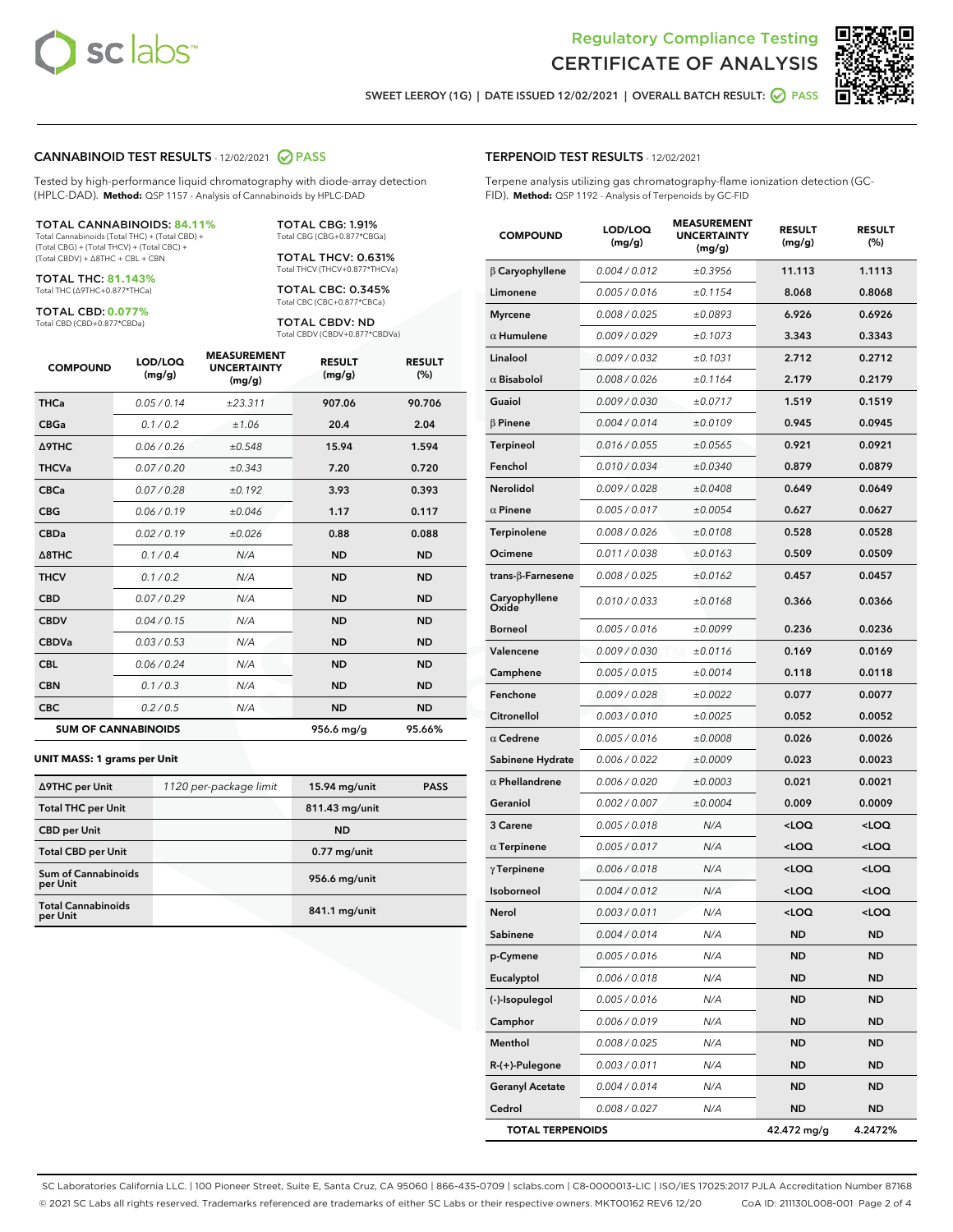Regulatory Compliance Testing
# CERTIFICATE OF ANALYSIS

SWEET LEEROY (1G) | DATE ISSUED 12/02/2021 | OVERALL BATCH RESULT: PASS

## CANNABINOID TEST RESULTS - 12/02/2021 PASS

Tested by high-performance liquid chromatography with diode-array detection (HPLC-DAD). **Method:** QSP 1157 - Analysis of Cannabinoids by HPLC-DAD

**TOTAL CANNABINOIDS: 84.11%**
Total Cannabinoids (Total THC) + (Total CBD) + (Total CBG) + (Total THCV) + (Total CBC) + (Total CBDV) + Δ8THC + CBL + CBN

**TOTAL THC: 81.143%**
Total THC (Δ9THC+0.877*THCa)

**TOTAL CBD: 0.077%**
Total CBD (CBD+0.877*CBDa)

**TOTAL CBG: 1.91%**
Total CBG (CBG+0.877*CBGa)

**TOTAL THCV: 0.631%**
Total THCV (THCV+0.877*THCVa)

**TOTAL CBC: 0.345%**
Total CBC (CBC+0.877*CBCa)

**TOTAL CBDV: ND**
Total CBDV (CBDV+0.877*CBDVa)

| COMPOUND | LOD/LOQ (mg/g) | MEASUREMENT UNCERTAINTY (mg/g) | RESULT (mg/g) | RESULT (%) |
|---|---|---|---|---|
| THCa | 0.05 / 0.14 | ±23.311 | 907.06 | 90.706 |
| CBGa | 0.1 / 0.2 | ±1.06 | 20.4 | 2.04 |
| Δ9THC | 0.06 / 0.26 | ±0.548 | 15.94 | 1.594 |
| THCVa | 0.07 / 0.20 | ±0.343 | 7.20 | 0.720 |
| CBCa | 0.07 / 0.28 | ±0.192 | 3.93 | 0.393 |
| CBG | 0.06 / 0.19 | ±0.046 | 1.17 | 0.117 |
| CBDa | 0.02 / 0.19 | ±0.026 | 0.88 | 0.088 |
| Δ8THC | 0.1 / 0.4 | N/A | ND | ND |
| THCV | 0.1 / 0.2 | N/A | ND | ND |
| CBD | 0.07 / 0.29 | N/A | ND | ND |
| CBDV | 0.04 / 0.15 | N/A | ND | ND |
| CBDVa | 0.03 / 0.53 | N/A | ND | ND |
| CBL | 0.06 / 0.24 | N/A | ND | ND |
| CBN | 0.1 / 0.3 | N/A | ND | ND |
| CBC | 0.2 / 0.5 | N/A | ND | ND |
| **SUM OF CANNABINOIDS** | | | **956.6 mg/g** | **95.66%** |

**UNIT MASS: 1 grams per Unit**

| | | | |
|---|---|---|---|
| Δ9THC per Unit | 1120 per-package limit | 15.94 mg/unit | PASS |
| Total THC per Unit | | 811.43 mg/unit | |
| CBD per Unit | | ND | |
| Total CBD per Unit | | 0.77 mg/unit | |
| Sum of Cannabinoids per Unit | | 956.6 mg/unit | |
| Total Cannabinoids per Unit | | 841.1 mg/unit | |

## TERPENOID TEST RESULTS - 12/02/2021

Terpene analysis utilizing gas chromatography-flame ionization detection (GC-FID). **Method:** QSP 1192 - Analysis of Terpenoids by GC-FID

| COMPOUND | LOD/LOQ (mg/g) | MEASUREMENT UNCERTAINTY (mg/g) | RESULT (mg/g) | RESULT (%) |
|---|---|---|---|---|
| β Caryophyllene | 0.004 / 0.012 | ±0.3956 | 11.113 | 1.1113 |
| Limonene | 0.005 / 0.016 | ±0.1154 | 8.068 | 0.8068 |
| Myrcene | 0.008 / 0.025 | ±0.0893 | 6.926 | 0.6926 |
| α Humulene | 0.009 / 0.029 | ±0.1073 | 3.343 | 0.3343 |
| Linalool | 0.009 / 0.032 | ±0.1031 | 2.712 | 0.2712 |
| α Bisabolol | 0.008 / 0.026 | ±0.1164 | 2.179 | 0.2179 |
| Guaiol | 0.009 / 0.030 | ±0.0717 | 1.519 | 0.1519 |
| β Pinene | 0.004 / 0.014 | ±0.0109 | 0.945 | 0.0945 |
| Terpineol | 0.016 / 0.055 | ±0.0565 | 0.921 | 0.0921 |
| Fenchol | 0.010 / 0.034 | ±0.0340 | 0.879 | 0.0879 |
| Nerolidol | 0.009 / 0.028 | ±0.0408 | 0.649 | 0.0649 |
| α Pinene | 0.005 / 0.017 | ±0.0054 | 0.627 | 0.0627 |
| Terpinolene | 0.008 / 0.026 | ±0.0108 | 0.528 | 0.0528 |
| Ocimene | 0.011 / 0.038 | ±0.0163 | 0.509 | 0.0509 |
| trans-β-Farnesene | 0.008 / 0.025 | ±0.0162 | 0.457 | 0.0457 |
| Caryophyllene Oxide | 0.010 / 0.033 | ±0.0168 | 0.366 | 0.0366 |
| Borneol | 0.005 / 0.016 | ±0.0099 | 0.236 | 0.0236 |
| Valencene | 0.009 / 0.030 | ±0.0116 | 0.169 | 0.0169 |
| Camphene | 0.005 / 0.015 | ±0.0014 | 0.118 | 0.0118 |
| Fenchone | 0.009 / 0.028 | ±0.0022 | 0.077 | 0.0077 |
| Citronellol | 0.003 / 0.010 | ±0.0025 | 0.052 | 0.0052 |
| α Cedrene | 0.005 / 0.016 | ±0.0008 | 0.026 | 0.0026 |
| Sabinene Hydrate | 0.006 / 0.022 | ±0.0009 | 0.023 | 0.0023 |
| α Phellandrene | 0.006 / 0.020 | ±0.0003 | 0.021 | 0.0021 |
| Geraniol | 0.002 / 0.007 | ±0.0004 | 0.009 | 0.0009 |
| 3 Carene | 0.005 / 0.018 | N/A | <LOQ | <LOQ |
| α Terpinene | 0.005 / 0.017 | N/A | <LOQ | <LOQ |
| γ Terpinene | 0.006 / 0.018 | N/A | <LOQ | <LOQ |
| Isoborneol | 0.004 / 0.012 | N/A | <LOQ | <LOQ |
| Nerol | 0.003 / 0.011 | N/A | <LOQ | <LOQ |
| Sabinene | 0.004 / 0.014 | N/A | ND | ND |
| p-Cymene | 0.005 / 0.016 | N/A | ND | ND |
| Eucalyptol | 0.006 / 0.018 | N/A | ND | ND |
| (-)-Isopulegol | 0.005 / 0.016 | N/A | ND | ND |
| Camphor | 0.006 / 0.019 | N/A | ND | ND |
| Menthol | 0.008 / 0.025 | N/A | ND | ND |
| R-(+)-Pulegone | 0.003 / 0.011 | N/A | ND | ND |
| Geranyl Acetate | 0.004 / 0.014 | N/A | ND | ND |
| Cedrol | 0.008 / 0.027 | N/A | ND | ND |
| **TOTAL TERPENOIDS** | | | **42.472 mg/g** | **4.2472%** |

SC Laboratories California LLC. | 100 Pioneer Street, Suite E, Santa Cruz, CA 95060 | 866-435-0709 | sclabs.com | C8-0000013-LIC | ISO/IES 17025:2017 PJLA Accreditation Number 87168
© 2021 SC Labs all rights reserved. Trademarks referenced are trademarks of either SC Labs or their respective owners. MKT00162 REV6 12/20 CoA ID: 211130L008-001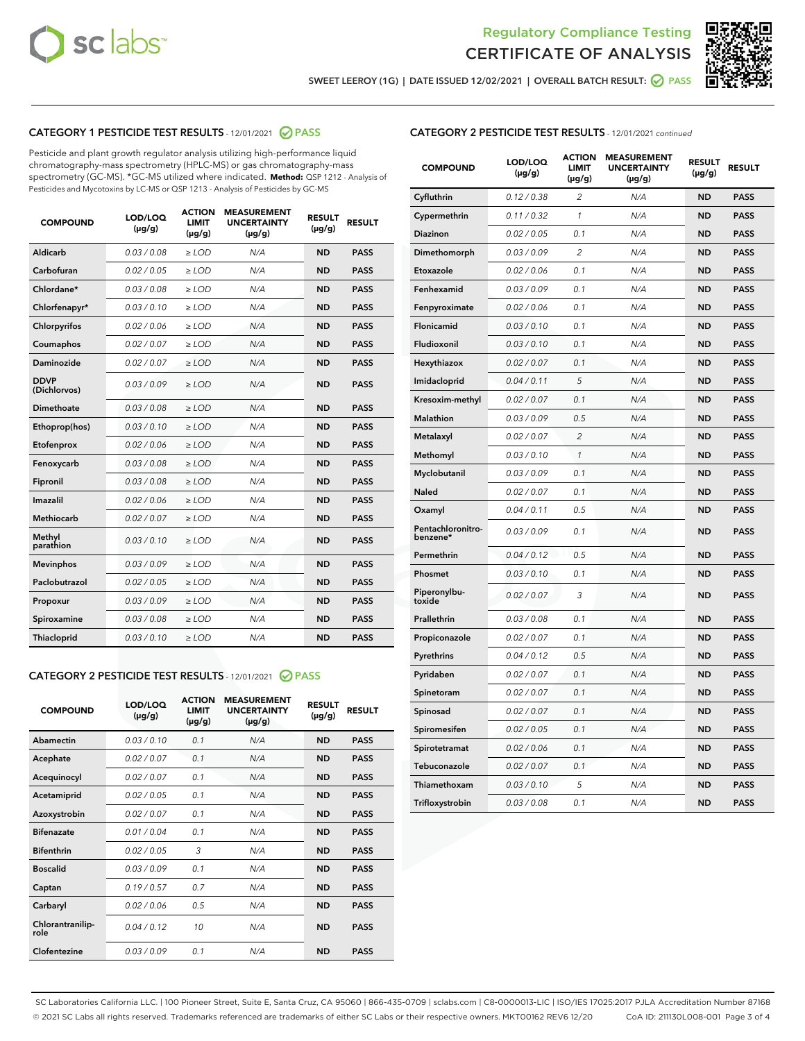Regulatory Compliance Testing
CERTIFICATE OF ANALYSIS

SWEET LEEROY (1G) | DATE ISSUED 12/02/2021 | OVERALL BATCH RESULT: PASS

## CATEGORY 1 PESTICIDE TEST RESULTS - 12/01/2021 PASS

Pesticide and plant growth regulator analysis utilizing high-performance liquid chromatography-mass spectrometry (HPLC-MS) or gas chromatography-mass spectrometry (GC-MS). *GC-MS utilized where indicated. **Method:** QSP 1212 - Analysis of Pesticides and Mycotoxins by LC-MS or QSP 1213 - Analysis of Pesticides by GC-MS

| COMPOUND | LOD/LOQ (µg/g) | ACTION LIMIT (µg/g) | MEASUREMENT UNCERTAINTY (µg/g) | RESULT (µg/g) | RESULT |
|---|---|---|---|---|---|
| Aldicarb | 0.03 / 0.08 | ≥ LOD | N/A | ND | PASS |
| Carbofuran | 0.02 / 0.05 | ≥ LOD | N/A | ND | PASS |
| Chlordane* | 0.03 / 0.08 | ≥ LOD | N/A | ND | PASS |
| Chlorfenapyr* | 0.03 / 0.10 | ≥ LOD | N/A | ND | PASS |
| Chlorpyrifos | 0.02 / 0.06 | ≥ LOD | N/A | ND | PASS |
| Coumaphos | 0.02 / 0.07 | ≥ LOD | N/A | ND | PASS |
| Daminozide | 0.02 / 0.07 | ≥ LOD | N/A | ND | PASS |
| DDVP (Dichlorvos) | 0.03 / 0.09 | ≥ LOD | N/A | ND | PASS |
| Dimethoate | 0.03 / 0.08 | ≥ LOD | N/A | ND | PASS |
| Ethoprop(hos) | 0.03 / 0.10 | ≥ LOD | N/A | ND | PASS |
| Etofenprox | 0.02 / 0.06 | ≥ LOD | N/A | ND | PASS |
| Fenoxycarb | 0.03 / 0.08 | ≥ LOD | N/A | ND | PASS |
| Fipronil | 0.03 / 0.08 | ≥ LOD | N/A | ND | PASS |
| Imazalil | 0.02 / 0.06 | ≥ LOD | N/A | ND | PASS |
| Methiocarb | 0.02 / 0.07 | ≥ LOD | N/A | ND | PASS |
| Methyl parathion | 0.03 / 0.10 | ≥ LOD | N/A | ND | PASS |
| Mevinphos | 0.03 / 0.09 | ≥ LOD | N/A | ND | PASS |
| Paclobutrazol | 0.02 / 0.05 | ≥ LOD | N/A | ND | PASS |
| Propoxur | 0.03 / 0.09 | ≥ LOD | N/A | ND | PASS |
| Spiroxamine | 0.03 / 0.08 | ≥ LOD | N/A | ND | PASS |
| Thiacloprid | 0.03 / 0.10 | ≥ LOD | N/A | ND | PASS |

## CATEGORY 2 PESTICIDE TEST RESULTS - 12/01/2021 PASS

| COMPOUND | LOD/LOQ (µg/g) | ACTION LIMIT (µg/g) | MEASUREMENT UNCERTAINTY (µg/g) | RESULT (µg/g) | RESULT |
|---|---|---|---|---|---|
| Abamectin | 0.03 / 0.10 | 0.1 | N/A | ND | PASS |
| Acephate | 0.02 / 0.07 | 0.1 | N/A | ND | PASS |
| Acequinocyl | 0.02 / 0.07 | 0.1 | N/A | ND | PASS |
| Acetamiprid | 0.02 / 0.05 | 0.1 | N/A | ND | PASS |
| Azoxystrobin | 0.02 / 0.07 | 0.1 | N/A | ND | PASS |
| Bifenazate | 0.01 / 0.04 | 0.1 | N/A | ND | PASS |
| Bifenthrin | 0.02 / 0.05 | 3 | N/A | ND | PASS |
| Boscalid | 0.03 / 0.09 | 0.1 | N/A | ND | PASS |
| Captan | 0.19 / 0.57 | 0.7 | N/A | ND | PASS |
| Carbaryl | 0.02 / 0.06 | 0.5 | N/A | ND | PASS |
| Chlorantraniliprole | 0.04 / 0.12 | 10 | N/A | ND | PASS |
| Clofentezine | 0.03 / 0.09 | 0.1 | N/A | ND | PASS |
| Cyfluthrin | 0.12 / 0.38 | 2 | N/A | ND | PASS |
| Cypermethrin | 0.11 / 0.32 | 1 | N/A | ND | PASS |
| Diazinon | 0.02 / 0.05 | 0.1 | N/A | ND | PASS |
| Dimethomorph | 0.03 / 0.09 | 2 | N/A | ND | PASS |
| Etoxazole | 0.02 / 0.06 | 0.1 | N/A | ND | PASS |
| Fenhexamid | 0.03 / 0.09 | 0.1 | N/A | ND | PASS |
| Fenpyroximate | 0.02 / 0.06 | 0.1 | N/A | ND | PASS |
| Flonicamid | 0.03 / 0.10 | 0.1 | N/A | ND | PASS |
| Fludioxonil | 0.03 / 0.10 | 0.1 | N/A | ND | PASS |
| Hexythiazox | 0.02 / 0.07 | 0.1 | N/A | ND | PASS |
| Imidacloprid | 0.04 / 0.11 | 5 | N/A | ND | PASS |
| Kresoxim-methyl | 0.02 / 0.07 | 0.1 | N/A | ND | PASS |
| Malathion | 0.03 / 0.09 | 0.5 | N/A | ND | PASS |
| Metalaxyl | 0.02 / 0.07 | 2 | N/A | ND | PASS |
| Methomyl | 0.03 / 0.10 | 1 | N/A | ND | PASS |
| Myclobutanil | 0.03 / 0.09 | 0.1 | N/A | ND | PASS |
| Naled | 0.02 / 0.07 | 0.1 | N/A | ND | PASS |
| Oxamyl | 0.04 / 0.11 | 0.5 | N/A | ND | PASS |
| Pentachloronitrobenzene* | 0.03 / 0.09 | 0.1 | N/A | ND | PASS |
| Permethrin | 0.04 / 0.12 | 0.5 | N/A | ND | PASS |
| Phosmet | 0.03 / 0.10 | 0.1 | N/A | ND | PASS |
| Piperonylbutoxide | 0.02 / 0.07 | 3 | N/A | ND | PASS |
| Prallethrin | 0.03 / 0.08 | 0.1 | N/A | ND | PASS |
| Propiconazole | 0.02 / 0.07 | 0.1 | N/A | ND | PASS |
| Pyrethrins | 0.04 / 0.12 | 0.5 | N/A | ND | PASS |
| Pyridaben | 0.02 / 0.07 | 0.1 | N/A | ND | PASS |
| Spinetoram | 0.02 / 0.07 | 0.1 | N/A | ND | PASS |
| Spinosad | 0.02 / 0.07 | 0.1 | N/A | ND | PASS |
| Spiromesifen | 0.02 / 0.05 | 0.1 | N/A | ND | PASS |
| Spirotetramat | 0.02 / 0.06 | 0.1 | N/A | ND | PASS |
| Tebuconazole | 0.02 / 0.07 | 0.1 | N/A | ND | PASS |
| Thiamethoxam | 0.03 / 0.10 | 5 | N/A | ND | PASS |
| Trifloxystrobin | 0.03 / 0.08 | 0.1 | N/A | ND | PASS |

SC Laboratories California LLC. | 100 Pioneer Street, Suite E, Santa Cruz, CA 95060 | 866-435-0709 | sclabs.com | C8-0000013-LIC | ISO/IES 17025:2017 PJLA Accreditation Number 87168
© 2021 SC Labs all rights reserved. Trademarks referenced are trademarks of either SC Labs or their respective owners. MKT00162 REV6 12/20 CoA ID: 211130L008-001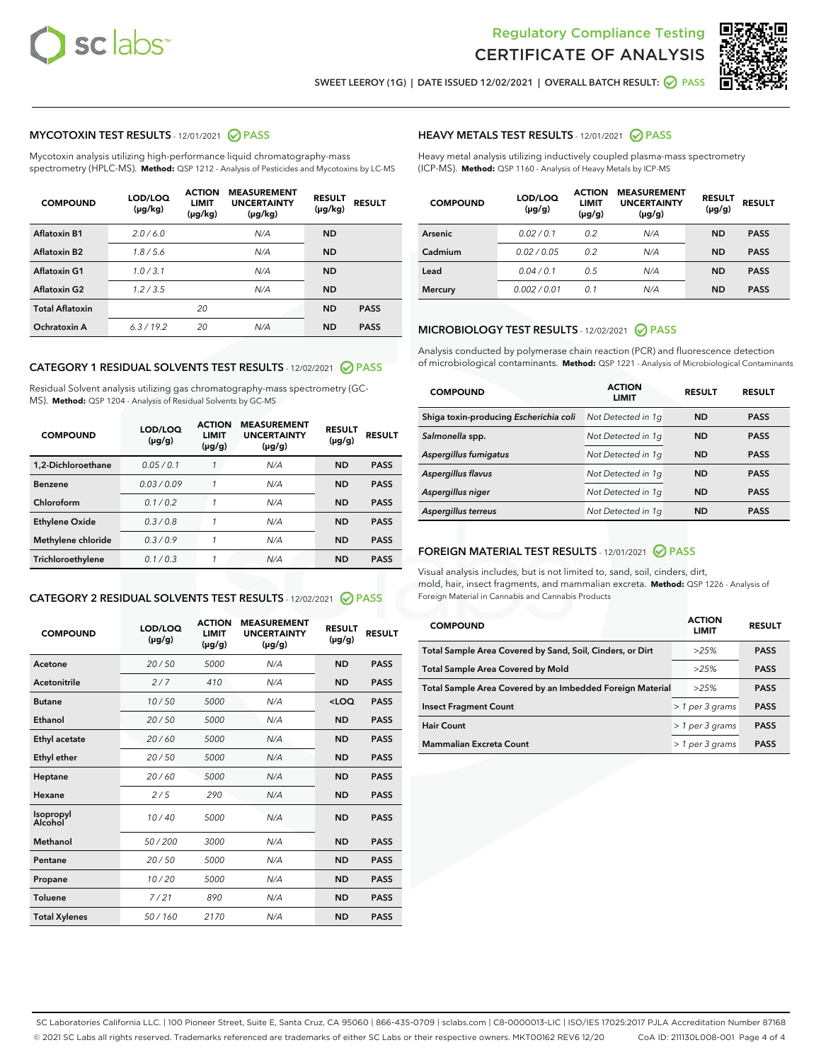Regulatory Compliance Testing
# CERTIFICATE OF ANALYSIS

SWEET LEEROY (1G) | DATE ISSUED 12/02/2021 | OVERALL BATCH RESULT: PASS

## MYCOTOXIN TEST RESULTS - 12/01/2021 PASS

Mycotoxin analysis utilizing high-performance liquid chromatography-mass spectrometry (HPLC-MS). **Method:** QSP 1212 - Analysis of Pesticides and Mycotoxins by LC-MS

| COMPOUND | LOD/LOQ (µg/kg) | ACTION LIMIT (µg/kg) | MEASUREMENT UNCERTAINTY (µg/kg) | RESULT (µg/kg) | RESULT |
|---|---|---|---|---|---|
| Aflatoxin B1 | 2.0 / 6.0 | | N/A | ND | |
| Aflatoxin B2 | 1.8 / 5.6 | | N/A | ND | |
| Aflatoxin G1 | 1.0 / 3.1 | | N/A | ND | |
| Aflatoxin G2 | 1.2 / 3.5 | | N/A | ND | |
| Total Aflatoxin | | 20 | | ND | PASS |
| Ochratoxin A | 6.3 / 19.2 | 20 | N/A | ND | PASS |

## CATEGORY 1 RESIDUAL SOLVENTS TEST RESULTS - 12/02/2021 PASS

Residual Solvent analysis utilizing gas chromatography-mass spectrometry (GC-MS). **Method:** QSP 1204 - Analysis of Residual Solvents by GC-MS

| COMPOUND | LOD/LOQ (µg/g) | ACTION LIMIT (µg/g) | MEASUREMENT UNCERTAINTY (µg/g) | RESULT (µg/g) | RESULT |
|---|---|---|---|---|---|
| 1,2-Dichloroethane | 0.05 / 0.1 | 1 | N/A | ND | PASS |
| Benzene | 0.03 / 0.09 | 1 | N/A | ND | PASS |
| Chloroform | 0.1 / 0.2 | 1 | N/A | ND | PASS |
| Ethylene Oxide | 0.3 / 0.8 | 1 | N/A | ND | PASS |
| Methylene chloride | 0.3 / 0.9 | 1 | N/A | ND | PASS |
| Trichloroethylene | 0.1 / 0.3 | 1 | N/A | ND | PASS |

## CATEGORY 2 RESIDUAL SOLVENTS TEST RESULTS - 12/02/2021 PASS

| COMPOUND | LOD/LOQ (µg/g) | ACTION LIMIT (µg/g) | MEASUREMENT UNCERTAINTY (µg/g) | RESULT (µg/g) | RESULT |
|---|---|---|---|---|---|
| Acetone | 20 / 50 | 5000 | N/A | ND | PASS |
| Acetonitrile | 2 / 7 | 410 | N/A | ND | PASS |
| Butane | 10 / 50 | 5000 | N/A | <LOQ | PASS |
| Ethanol | 20 / 50 | 5000 | N/A | ND | PASS |
| Ethyl acetate | 20 / 60 | 5000 | N/A | ND | PASS |
| Ethyl ether | 20 / 50 | 5000 | N/A | ND | PASS |
| Heptane | 20 / 60 | 5000 | N/A | ND | PASS |
| Hexane | 2 / 5 | 290 | N/A | ND | PASS |
| Isopropyl Alcohol | 10 / 40 | 5000 | N/A | ND | PASS |
| Methanol | 50 / 200 | 3000 | N/A | ND | PASS |
| Pentane | 20 / 50 | 5000 | N/A | ND | PASS |
| Propane | 10 / 20 | 5000 | N/A | ND | PASS |
| Toluene | 7 / 21 | 890 | N/A | ND | PASS |
| Total Xylenes | 50 / 160 | 2170 | N/A | ND | PASS |

## HEAVY METALS TEST RESULTS - 12/01/2021 PASS

Heavy metal analysis utilizing inductively coupled plasma-mass spectrometry (ICP-MS). **Method:** QSP 1160 - Analysis of Heavy Metals by ICP-MS

| COMPOUND | LOD/LOQ (µg/g) | ACTION LIMIT (µg/g) | MEASUREMENT UNCERTAINTY (µg/g) | RESULT (µg/g) | RESULT |
|---|---|---|---|---|---|
| Arsenic | 0.02 / 0.1 | 0.2 | N/A | ND | PASS |
| Cadmium | 0.02 / 0.05 | 0.2 | N/A | ND | PASS |
| Lead | 0.04 / 0.1 | 0.5 | N/A | ND | PASS |
| Mercury | 0.002 / 0.01 | 0.1 | N/A | ND | PASS |

## MICROBIOLOGY TEST RESULTS - 12/02/2021 PASS

Analysis conducted by polymerase chain reaction (PCR) and fluorescence detection of microbiological contaminants. **Method:** QSP 1221 - Analysis of Microbiological Contaminants

| COMPOUND | ACTION LIMIT | RESULT | RESULT |
|---|---|---|---|
| Shiga toxin-producing *Escherichia coli* | Not Detected in 1g | ND | PASS |
| *Salmonella* spp. | Not Detected in 1g | ND | PASS |
| *Aspergillus fumigatus* | Not Detected in 1g | ND | PASS |
| *Aspergillus flavus* | Not Detected in 1g | ND | PASS |
| *Aspergillus niger* | Not Detected in 1g | ND | PASS |
| *Aspergillus terreus* | Not Detected in 1g | ND | PASS |

## FOREIGN MATERIAL TEST RESULTS - 12/01/2021 PASS

Visual analysis includes, but is not limited to, sand, soil, cinders, dirt, mold, hair, insect fragments, and mammalian excreta. **Method:** QSP 1226 - Analysis of Foreign Material in Cannabis and Cannabis Products

| COMPOUND | ACTION LIMIT | RESULT |
|---|---|---|
| Total Sample Area Covered by Sand, Soil, Cinders, or Dirt | >25% | PASS |
| Total Sample Area Covered by Mold | >25% | PASS |
| Total Sample Area Covered by an Imbedded Foreign Material | >25% | PASS |
| Insect Fragment Count | > 1 per 3 grams | PASS |
| Hair Count | > 1 per 3 grams | PASS |
| Mammalian Excreta Count | > 1 per 3 grams | PASS |

SC Laboratories California LLC. | 100 Pioneer Street, Suite E, Santa Cruz, CA 95060 | 866-435-0709 | sclabs.com | C8-0000013-LIC | ISO/IES 17025:2017 PJLA Accreditation Number 87168
© 2021 SC Labs all rights reserved. Trademarks referenced are trademarks of either SC Labs or their respective owners. MKT00162 REV6 12/20 CoA ID: 211130L008-001